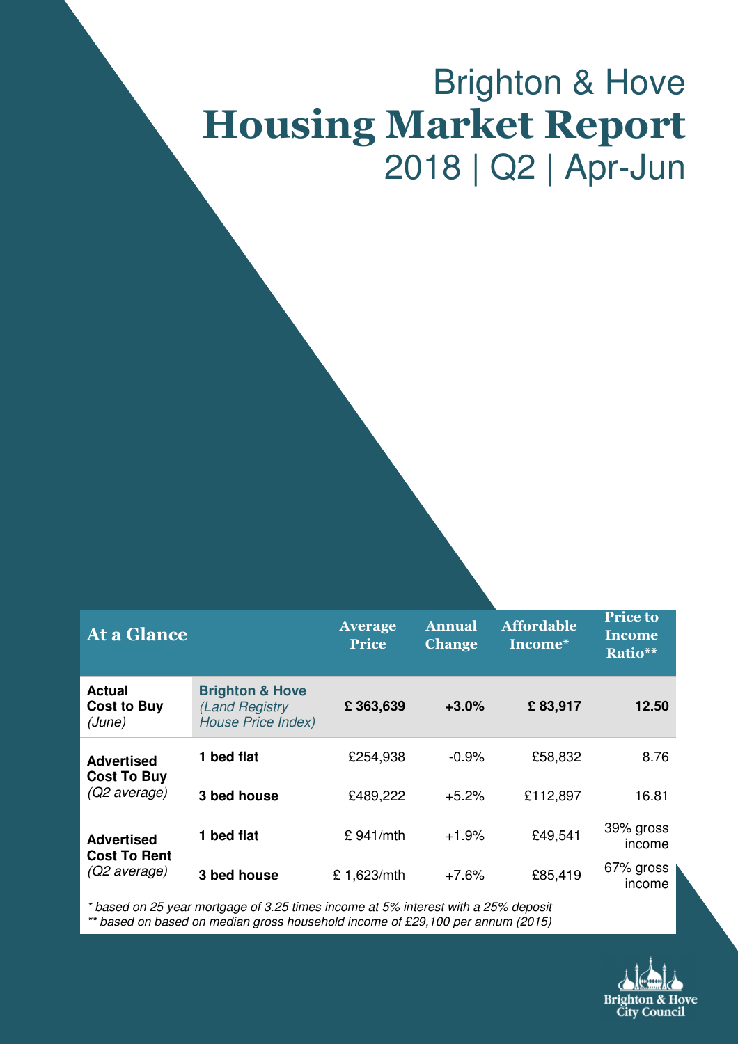# Brighton & Hove
# Housing Market Report
## 2018 | Q2 | Apr-Jun

| At a Glance | | Average Price | Annual Change | Affordable Income* | Price to Income Ratio** |
|---|---|---|---|---|---|
| **Actual Cost to Buy** *(June)* | **Brighton & Hove** *(Land Registry House Price Index)* | **£ 363,639** | **+3.0%** | **£ 83,917** | **12.50** |
| **Advertised Cost To Buy** *(Q2 average)* | **1 bed flat** | £254,938 | -0.9% | £58,832 | 8.76 |
| | **3 bed house** | £489,222 | +5.2% | £112,897 | 16.81 |
| **Advertised Cost To Rent** *(Q2 average)* | **1 bed flat** | £ 941/mth | +1.9% | £49,541 | 39% gross income |
| | **3 bed house** | £ 1,623/mth | +7.6% | £85,419 | 67% gross income |

*\* based on 25 year mortgage of 3.25 times income at 5% interest with a 25% deposit*
*\*\* based on based on median gross household income of £29,100 per annum (2015)*

Brighton & Hove City Council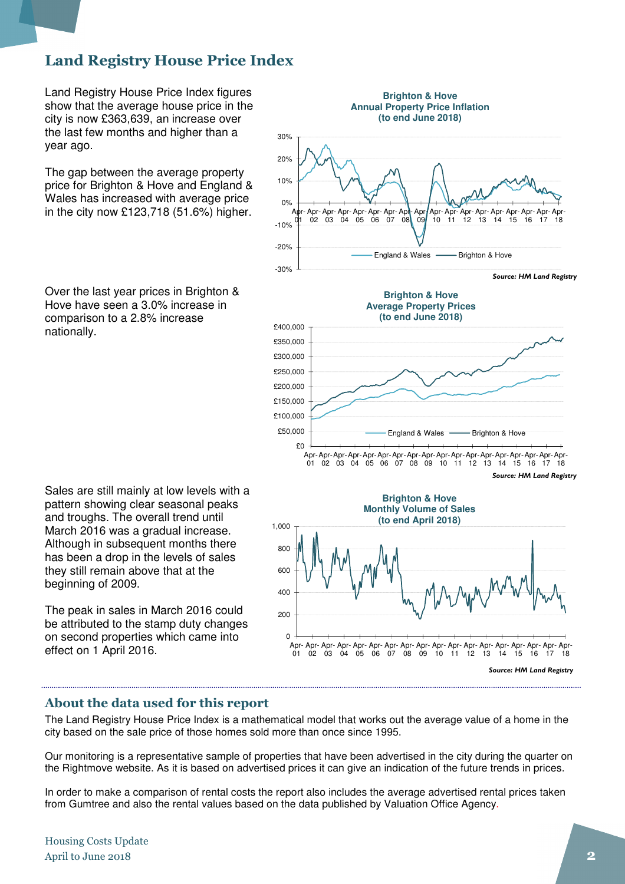## Land Registry House Price Index

Land Registry House Price Index figures show that the average house price in the city is now £363,639, an increase over the last few months and higher than a year ago.

The gap between the average property price for Brighton & Hove and England & Wales has increased with average price in the city now £123,718 (51.6%) higher.

**Brighton & Hove**
**Annual Property Price Inflation**
**(to end June 2018)**

*Source: HM Land Registry*

Over the last year prices in Brighton & Hove have seen a 3.0% increase in comparison to a 2.8% increase nationally.

**Brighton & Hove**
**Average Property Prices**
**(to end June 2018)**

*Source: HM Land Registry*

Sales are still mainly at low levels with a pattern showing clear seasonal peaks and troughs. The overall trend until March 2016 was a gradual increase. Although in subsequent months there has been a drop in the levels of sales they still remain above that at the beginning of 2009.

The peak in sales in March 2016 could be attributed to the stamp duty changes on second properties which came into effect on 1 April 2016.

**Brighton & Hove**
**Monthly Volume of Sales**
**(to end April 2018)**

*Source: HM Land Registry*

### About the data used for this report

The Land Registry House Price Index is a mathematical model that works out the average value of a home in the city based on the sale price of those homes sold more than once since 1995.

Our monitoring is a representative sample of properties that have been advertised in the city during the quarter on the Rightmove website. As it is based on advertised prices it can give an indication of the future trends in prices.

In order to make a comparison of rental costs the report also includes the average advertised rental prices taken from Gumtree and also the rental values based on the data published by Valuation Office Agency.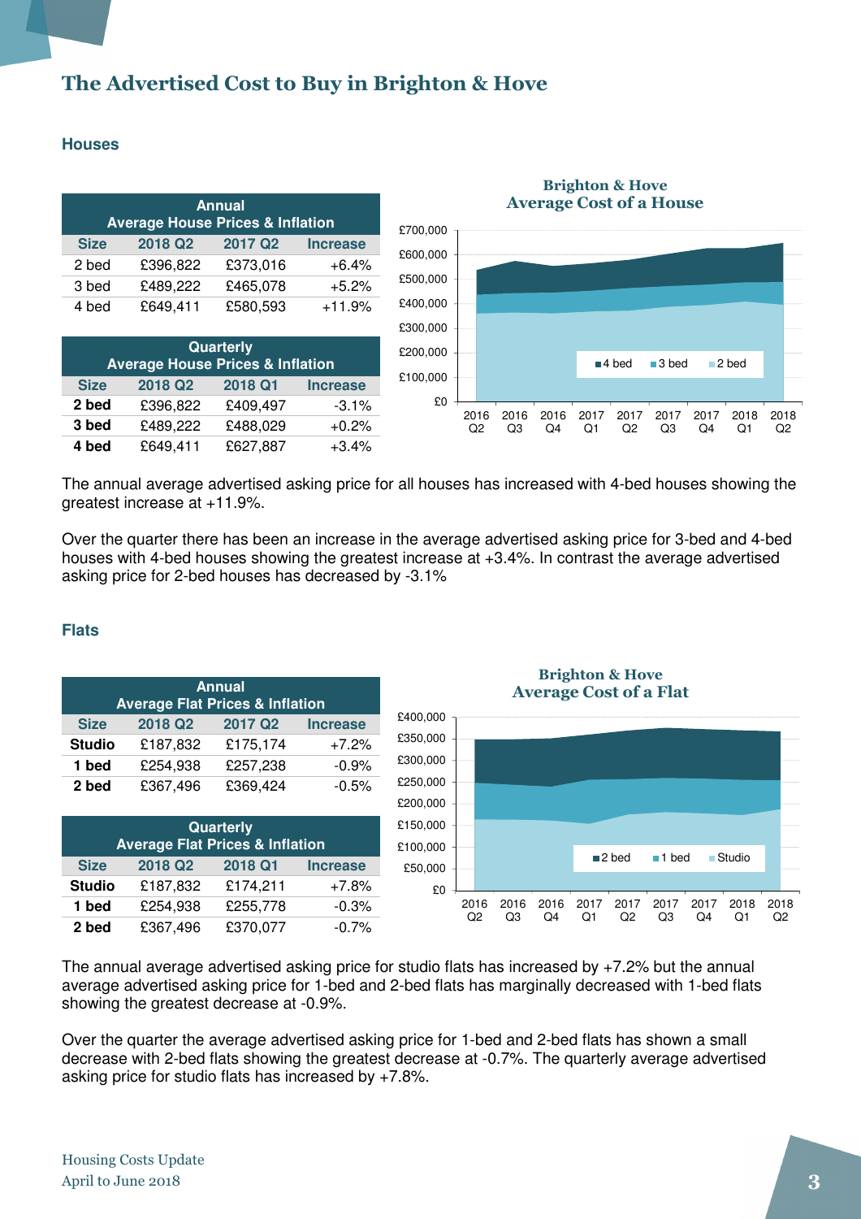# The Advertised Cost to Buy in Brighton & Hove

## Houses

| Annual Average House Prices & Inflation | | | |
|---|---|---|---|
| Size | 2018 Q2 | 2017 Q2 | Increase |
| 2 bed | £396,822 | £373,016 | +6.4% |
| 3 bed | £489,222 | £465,078 | +5.2% |
| 4 bed | £649,411 | £580,593 | +11.9% |

| Quarterly Average House Prices & Inflation | | | |
|---|---|---|---|
| Size | 2018 Q2 | 2018 Q1 | Increase |
| **2 bed** | £396,822 | £409,497 | -3.1% |
| **3 bed** | £489,222 | £488,029 | +0.2% |
| **4 bed** | £649,411 | £627,887 | +3.4% |

**Brighton & Hove Average Cost of a House**

The annual average advertised asking price for all houses has increased with 4-bed houses showing the greatest increase at +11.9%.

Over the quarter there has been an increase in the average advertised asking price for 3-bed and 4-bed houses with 4-bed houses showing the greatest increase at +3.4%. In contrast the average advertised asking price for 2-bed houses has decreased by -3.1%

## Flats

| Annual Average Flat Prices & Inflation | | | |
|---|---|---|---|
| Size | 2018 Q2 | 2017 Q2 | Increase |
| **Studio** | £187,832 | £175,174 | +7.2% |
| **1 bed** | £254,938 | £257,238 | -0.9% |
| **2 bed** | £367,496 | £369,424 | -0.5% |

| Quarterly Average Flat Prices & Inflation | | | |
|---|---|---|---|
| Size | 2018 Q2 | 2018 Q1 | Increase |
| **Studio** | £187,832 | £174,211 | +7.8% |
| **1 bed** | £254,938 | £255,778 | -0.3% |
| **2 bed** | £367,496 | £370,077 | -0.7% |

**Brighton & Hove Average Cost of a Flat**

The annual average advertised asking price for studio flats has increased by +7.2% but the annual average advertised asking price for 1-bed and 2-bed flats has marginally decreased with 1-bed flats showing the greatest decrease at -0.9%.

Over the quarter the average advertised asking price for 1-bed and 2-bed flats has shown a small decrease with 2-bed flats showing the greatest decrease at -0.7%. The quarterly average advertised asking price for studio flats has increased by +7.8%.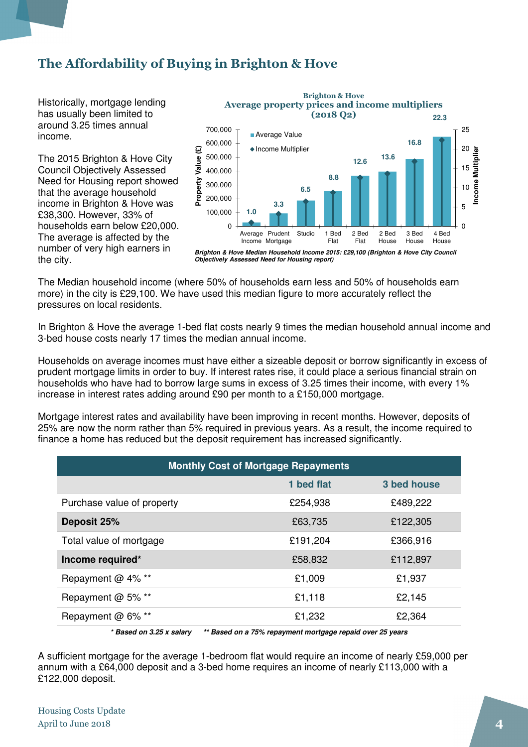# The Affordability of Buying in Brighton & Hove

Historically, mortgage lending has usually been limited to around 3.25 times annual income.

The 2015 Brighton & Hove City Council Objectively Assessed Need for Housing report showed that the average household income in Brighton & Hove was £38,300. However, 33% of households earn below £20,000. The average is affected by the number of very high earners in the city.

**Brighton & Hove**
**Average property prices and income multipliers (2018 Q2)**

| | Income Multiplier |
|---|---|
| Average Income | 1.0 |
| Prudent Mortgage | 3.3 |
| Studio | 6.5 |
| 1 Bed Flat | 8.8 |
| 2 Bed Flat | 12.6 |
| 2 Bed House | 13.6 |
| 3 Bed House | 16.8 |
| 4 Bed House | 22.3 |

***Brighton & Hove Median Household Income 2015: £29,100 (Brighton & Hove City Council Objectively Assessed Need for Housing report)***

The Median household income (where 50% of households earn less and 50% of households earn more) in the city is £29,100. We have used this median figure to more accurately reflect the pressures on local residents.

In Brighton & Hove the average 1-bed flat costs nearly 9 times the median household annual income and 3-bed house costs nearly 17 times the median annual income.

Households on average incomes must have either a sizeable deposit or borrow significantly in excess of prudent mortgage limits in order to buy. If interest rates rise, it could place a serious financial strain on households who have had to borrow large sums in excess of 3.25 times their income, with every 1% increase in interest rates adding around £90 per month to a £150,000 mortgage.

Mortgage interest rates and availability have been improving in recent months. However, deposits of 25% are now the norm rather than 5% required in previous years. As a result, the income required to finance a home has reduced but the deposit requirement has increased significantly.

| Monthly Cost of Mortgage Repayments | | |
|---|---|---|
| | **1 bed flat** | **3 bed house** |
| Purchase value of property | £254,938 | £489,222 |
| **Deposit 25%** | £63,735 | £122,305 |
| Total value of mortgage | £191,204 | £366,916 |
| **Income required*** | £58,832 | £112,897 |
| Repayment @ 4% ** | £1,009 | £1,937 |
| Repayment @ 5% ** | £1,118 | £2,145 |
| Repayment @ 6% ** | £1,232 | £2,364 |

*\* Based on 3.25 x salary     \*\* Based on a 75% repayment mortgage repaid over 25 years*

A sufficient mortgage for the average 1-bedroom flat would require an income of nearly £59,000 per annum with a £64,000 deposit and a 3-bed home requires an income of nearly £113,000 with a £122,000 deposit.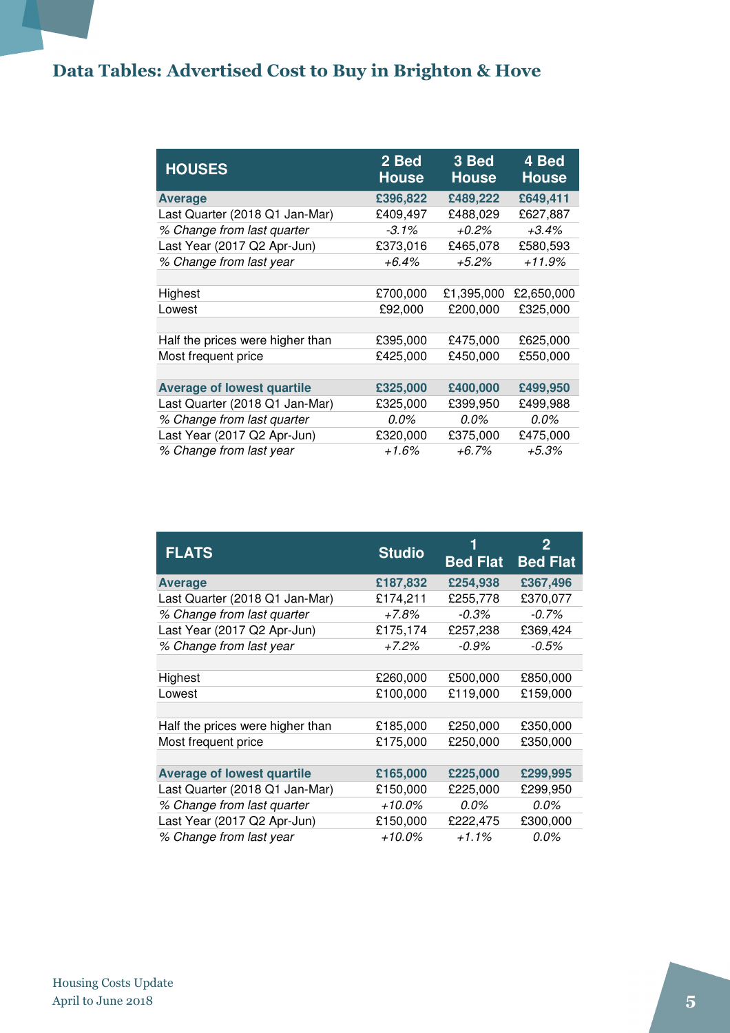# Data Tables: Advertised Cost to Buy in Brighton & Hove

| HOUSES | 2 Bed House | 3 Bed House | 4 Bed House |
|---|---|---|---|
| **Average** | **£396,822** | **£489,222** | **£649,411** |
| Last Quarter (2018 Q1 Jan-Mar) | £409,497 | £488,029 | £627,887 |
| *% Change from last quarter* | *-3.1%* | *+0.2%* | *+3.4%* |
| Last Year (2017 Q2 Apr-Jun) | £373,016 | £465,078 | £580,593 |
| *% Change from last year* | *+6.4%* | *+5.2%* | *+11.9%* |
| | | | |
| Highest | £700,000 | £1,395,000 | £2,650,000 |
| Lowest | £92,000 | £200,000 | £325,000 |
| | | | |
| Half the prices were higher than | £395,000 | £475,000 | £625,000 |
| Most frequent price | £425,000 | £450,000 | £550,000 |
| | | | |
| **Average of lowest quartile** | **£325,000** | **£400,000** | **£499,950** |
| Last Quarter (2018 Q1 Jan-Mar) | £325,000 | £399,950 | £499,988 |
| *% Change from last quarter* | *0.0%* | *0.0%* | *0.0%* |
| Last Year (2017 Q2 Apr-Jun) | £320,000 | £375,000 | £475,000 |
| *% Change from last year* | *+1.6%* | *+6.7%* | *+5.3%* |

| FLATS | Studio | 1 Bed Flat | 2 Bed Flat |
|---|---|---|---|
| **Average** | **£187,832** | **£254,938** | **£367,496** |
| Last Quarter (2018 Q1 Jan-Mar) | £174,211 | £255,778 | £370,077 |
| *% Change from last quarter* | *+7.8%* | *-0.3%* | *-0.7%* |
| Last Year (2017 Q2 Apr-Jun) | £175,174 | £257,238 | £369,424 |
| *% Change from last year* | *+7.2%* | *-0.9%* | *-0.5%* |
| | | | |
| Highest | £260,000 | £500,000 | £850,000 |
| Lowest | £100,000 | £119,000 | £159,000 |
| | | | |
| Half the prices were higher than | £185,000 | £250,000 | £350,000 |
| Most frequent price | £175,000 | £250,000 | £350,000 |
| | | | |
| **Average of lowest quartile** | **£165,000** | **£225,000** | **£299,995** |
| Last Quarter (2018 Q1 Jan-Mar) | £150,000 | £225,000 | £299,950 |
| *% Change from last quarter* | *+10.0%* | *0.0%* | *0.0%* |
| Last Year (2017 Q2 Apr-Jun) | £150,000 | £222,475 | £300,000 |
| *% Change from last year* | *+10.0%* | *+1.1%* | *0.0%* |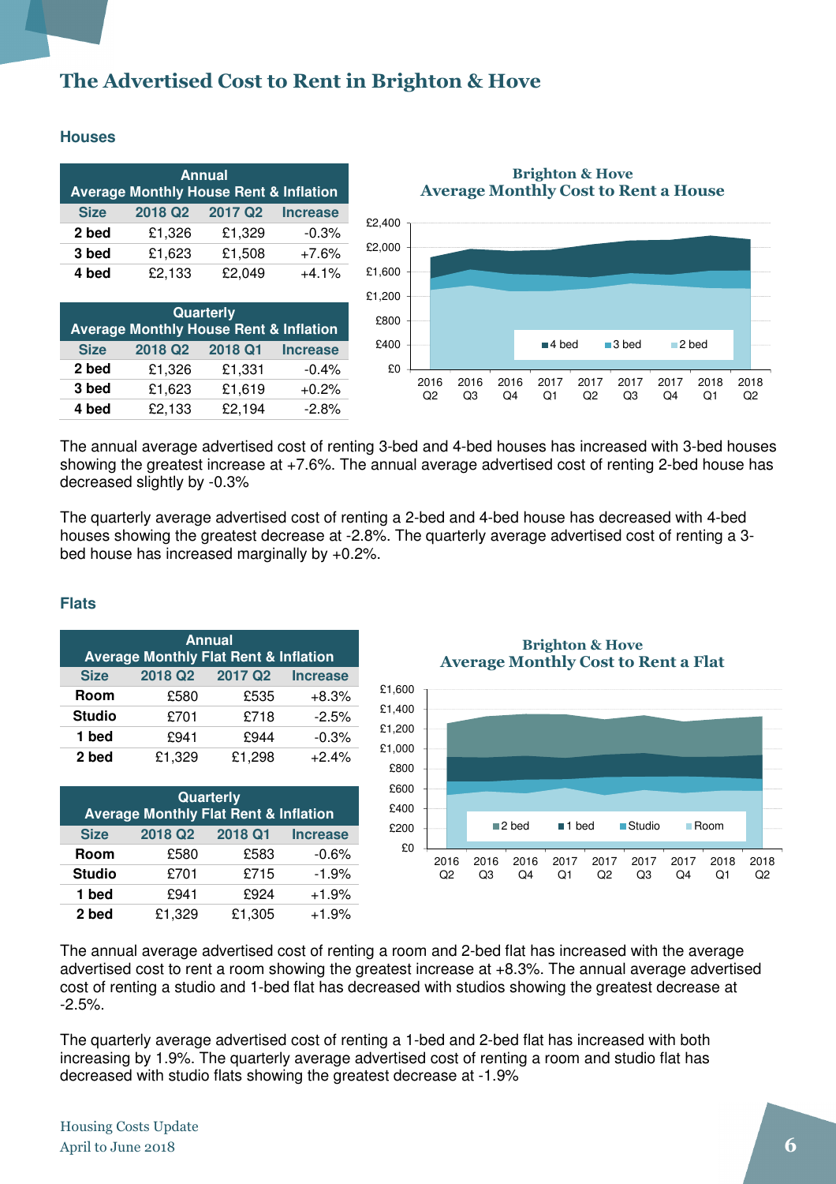# The Advertised Cost to Rent in Brighton & Hove

## Houses

| Annual Average Monthly House Rent & Inflation | | | |
|---|---|---|---|
| Size | 2018 Q2 | 2017 Q2 | Increase |
| 2 bed | £1,326 | £1,329 | -0.3% |
| 3 bed | £1,623 | £1,508 | +7.6% |
| 4 bed | £2,133 | £2,049 | +4.1% |

| Quarterly Average Monthly House Rent & Inflation | | | |
|---|---|---|---|
| Size | 2018 Q2 | 2018 Q1 | Increase |
| 2 bed | £1,326 | £1,331 | -0.4% |
| 3 bed | £1,623 | £1,619 | +0.2% |
| 4 bed | £2,133 | £2,194 | -2.8% |

**Brighton & Hove Average Monthly Cost to Rent a House**

The annual average advertised cost of renting 3-bed and 4-bed houses has increased with 3-bed houses showing the greatest increase at +7.6%. The annual average advertised cost of renting 2-bed house has decreased slightly by -0.3%

The quarterly average advertised cost of renting a 2-bed and 4-bed house has decreased with 4-bed houses showing the greatest decrease at -2.8%. The quarterly average advertised cost of renting a 3-bed house has increased marginally by +0.2%.

## Flats

| Annual Average Monthly Flat Rent & Inflation | | | |
|---|---|---|---|
| Size | 2018 Q2 | 2017 Q2 | Increase |
| Room | £580 | £535 | +8.3% |
| Studio | £701 | £718 | -2.5% |
| 1 bed | £941 | £944 | -0.3% |
| 2 bed | £1,329 | £1,298 | +2.4% |

| Quarterly Average Monthly Flat Rent & Inflation | | | |
|---|---|---|---|
| Size | 2018 Q2 | 2018 Q1 | Increase |
| Room | £580 | £583 | -0.6% |
| Studio | £701 | £715 | -1.9% |
| 1 bed | £941 | £924 | +1.9% |
| 2 bed | £1,329 | £1,305 | +1.9% |

**Brighton & Hove Average Monthly Cost to Rent a Flat**

The annual average advertised cost of renting a room and 2-bed flat has increased with the average advertised cost to rent a room showing the greatest increase at +8.3%. The annual average advertised cost of renting a studio and 1-bed flat has decreased with studios showing the greatest decrease at -2.5%.

The quarterly average advertised cost of renting a 1-bed and 2-bed flat has increased with both increasing by 1.9%. The quarterly average advertised cost of renting a room and studio flat has decreased with studio flats showing the greatest decrease at -1.9%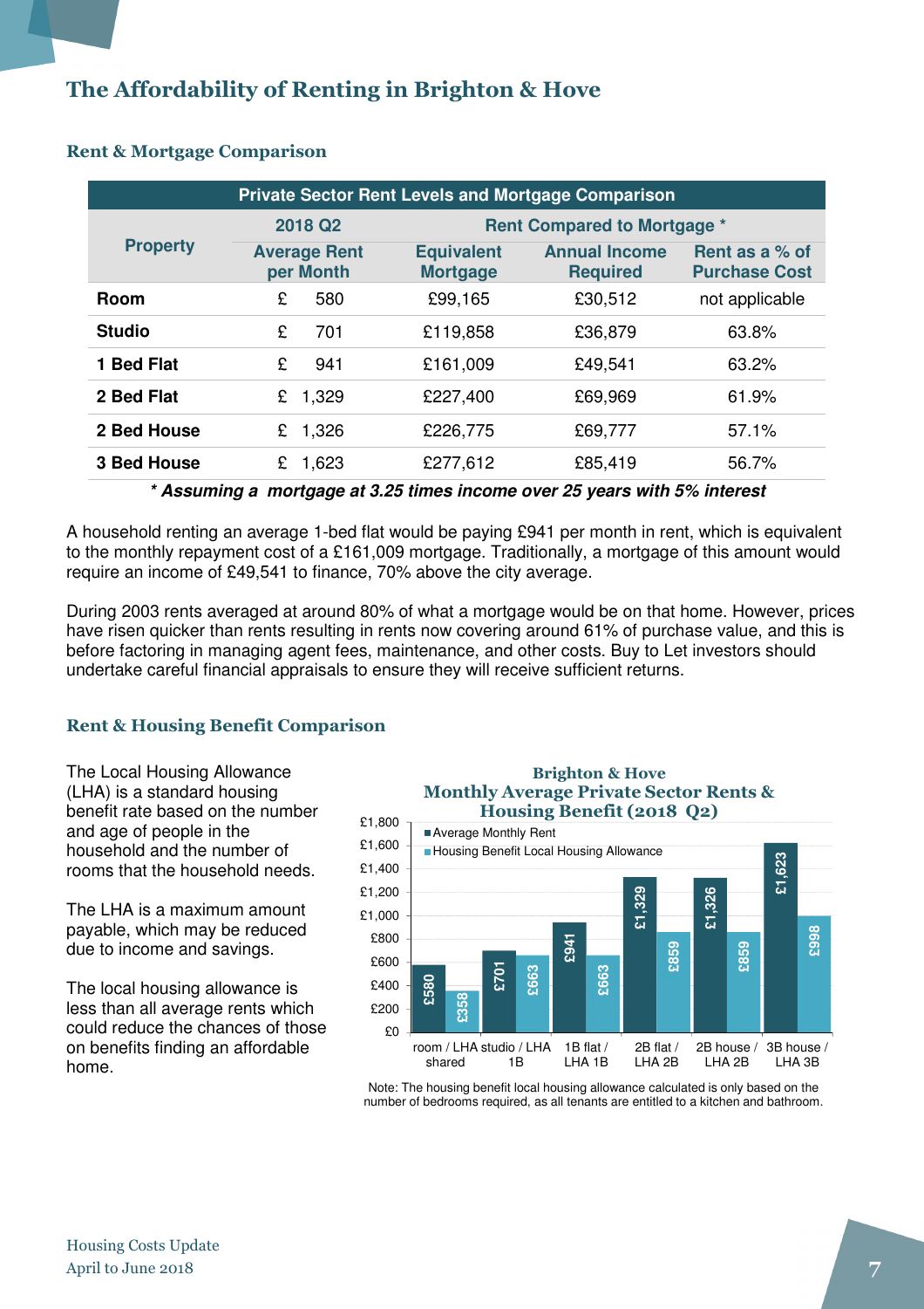# The Affordability of Renting in Brighton & Hove

## Rent & Mortgage Comparison

**Private Sector Rent Levels and Mortgage Comparison**

| Property | 2018 Q2 | Rent Compared to Mortgage * | | |
|---|---|---|---|---|
| | Average Rent per Month | Equivalent Mortgage | Annual Income Required | Rent as a % of Purchase Cost |
| **Room** | £ 580 | £99,165 | £30,512 | not applicable |
| **Studio** | £ 701 | £119,858 | £36,879 | 63.8% |
| **1 Bed Flat** | £ 941 | £161,009 | £49,541 | 63.2% |
| **2 Bed Flat** | £ 1,329 | £227,400 | £69,969 | 61.9% |
| **2 Bed House** | £ 1,326 | £226,775 | £69,777 | 57.1% |
| **3 Bed House** | £ 1,623 | £277,612 | £85,419 | 56.7% |

***\* Assuming a mortgage at 3.25 times income over 25 years with 5% interest***

A household renting an average 1-bed flat would be paying £941 per month in rent, which is equivalent to the monthly repayment cost of a £161,009 mortgage. Traditionally, a mortgage of this amount would require an income of £49,541 to finance, 70% above the city average.

During 2003 rents averaged at around 80% of what a mortgage would be on that home. However, prices have risen quicker than rents resulting in rents now covering around 61% of purchase value, and this is before factoring in managing agent fees, maintenance, and other costs. Buy to Let investors should undertake careful financial appraisals to ensure they will receive sufficient returns.

## Rent & Housing Benefit Comparison

The Local Housing Allowance (LHA) is a standard housing benefit rate based on the number and age of people in the household and the number of rooms that the household needs.

The LHA is a maximum amount payable, which may be reduced due to income and savings.

The local housing allowance is less than all average rents which could reduce the chances of those on benefits finding an affordable home.

**Brighton & Hove Monthly Average Private Sector Rents & Housing Benefit (2018 Q2)**

| | Average Monthly Rent | Housing Benefit Local Housing Allowance |
|---|---|---|
| room / LHA shared | £580 | £358 |
| studio / LHA 1B | £701 | £663 |
| 1B flat / LHA 1B | £941 | £663 |
| 2B flat / LHA 2B | £1,329 | £859 |
| 2B house / LHA 2B | £1,326 | £859 |
| 3B house / LHA 3B | £1,623 | £998 |

Note: The housing benefit local housing allowance calculated is only based on the number of bedrooms required, as all tenants are entitled to a kitchen and bathroom.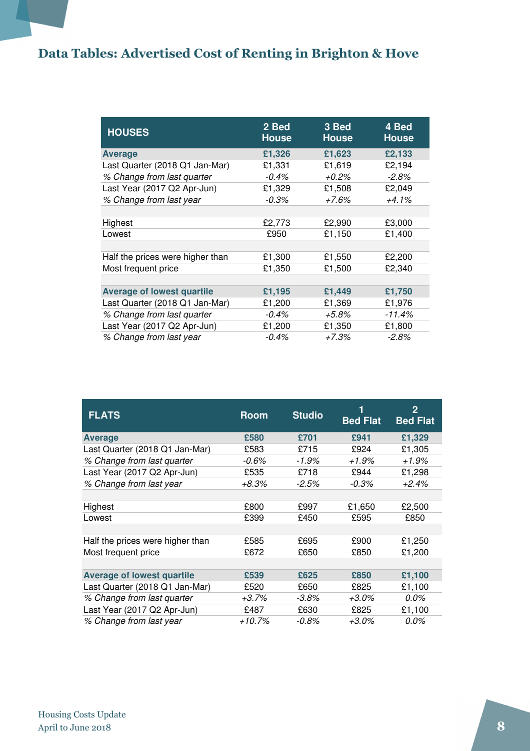# Data Tables: Advertised Cost of Renting in Brighton & Hove

| HOUSES | 2 Bed House | 3 Bed House | 4 Bed House |
|---|---|---|---|
| **Average** | **£1,326** | **£1,623** | **£2,133** |
| Last Quarter (2018 Q1 Jan-Mar) | £1,331 | £1,619 | £2,194 |
| *% Change from last quarter* | *-0.4%* | *+0.2%* | *-2.8%* |
| Last Year (2017 Q2 Apr-Jun) | £1,329 | £1,508 | £2,049 |
| *% Change from last year* | *-0.3%* | *+7.6%* | *+4.1%* |
| | | | |
| Highest | £2,773 | £2,990 | £3,000 |
| Lowest | £950 | £1,150 | £1,400 |
| | | | |
| Half the prices were higher than | £1,300 | £1,550 | £2,200 |
| Most frequent price | £1,350 | £1,500 | £2,340 |
| | | | |
| **Average of lowest quartile** | **£1,195** | **£1,449** | **£1,750** |
| Last Quarter (2018 Q1 Jan-Mar) | £1,200 | £1,369 | £1,976 |
| *% Change from last quarter* | *-0.4%* | *+5.8%* | *-11.4%* |
| Last Year (2017 Q2 Apr-Jun) | £1,200 | £1,350 | £1,800 |
| *% Change from last year* | *-0.4%* | *+7.3%* | *-2.8%* |

| FLATS | Room | Studio | 1 Bed Flat | 2 Bed Flat |
|---|---|---|---|---|
| **Average** | **£580** | **£701** | **£941** | **£1,329** |
| Last Quarter (2018 Q1 Jan-Mar) | £583 | £715 | £924 | £1,305 |
| *% Change from last quarter* | *-0.6%* | *-1.9%* | *+1.9%* | *+1.9%* |
| Last Year (2017 Q2 Apr-Jun) | £535 | £718 | £944 | £1,298 |
| *% Change from last year* | *+8.3%* | *-2.5%* | *-0.3%* | *+2.4%* |
| | | | | |
| Highest | £800 | £997 | £1,650 | £2,500 |
| Lowest | £399 | £450 | £595 | £850 |
| | | | | |
| Half the prices were higher than | £585 | £695 | £900 | £1,250 |
| Most frequent price | £672 | £650 | £850 | £1,200 |
| | | | | |
| **Average of lowest quartile** | **£539** | **£625** | **£850** | **£1,100** |
| Last Quarter (2018 Q1 Jan-Mar) | £520 | £650 | £825 | £1,100 |
| *% Change from last quarter* | *+3.7%* | *-3.8%* | *+3.0%* | *0.0%* |
| Last Year (2017 Q2 Apr-Jun) | £487 | £630 | £825 | £1,100 |
| *% Change from last year* | *+10.7%* | *-0.8%* | *+3.0%* | *0.0%* |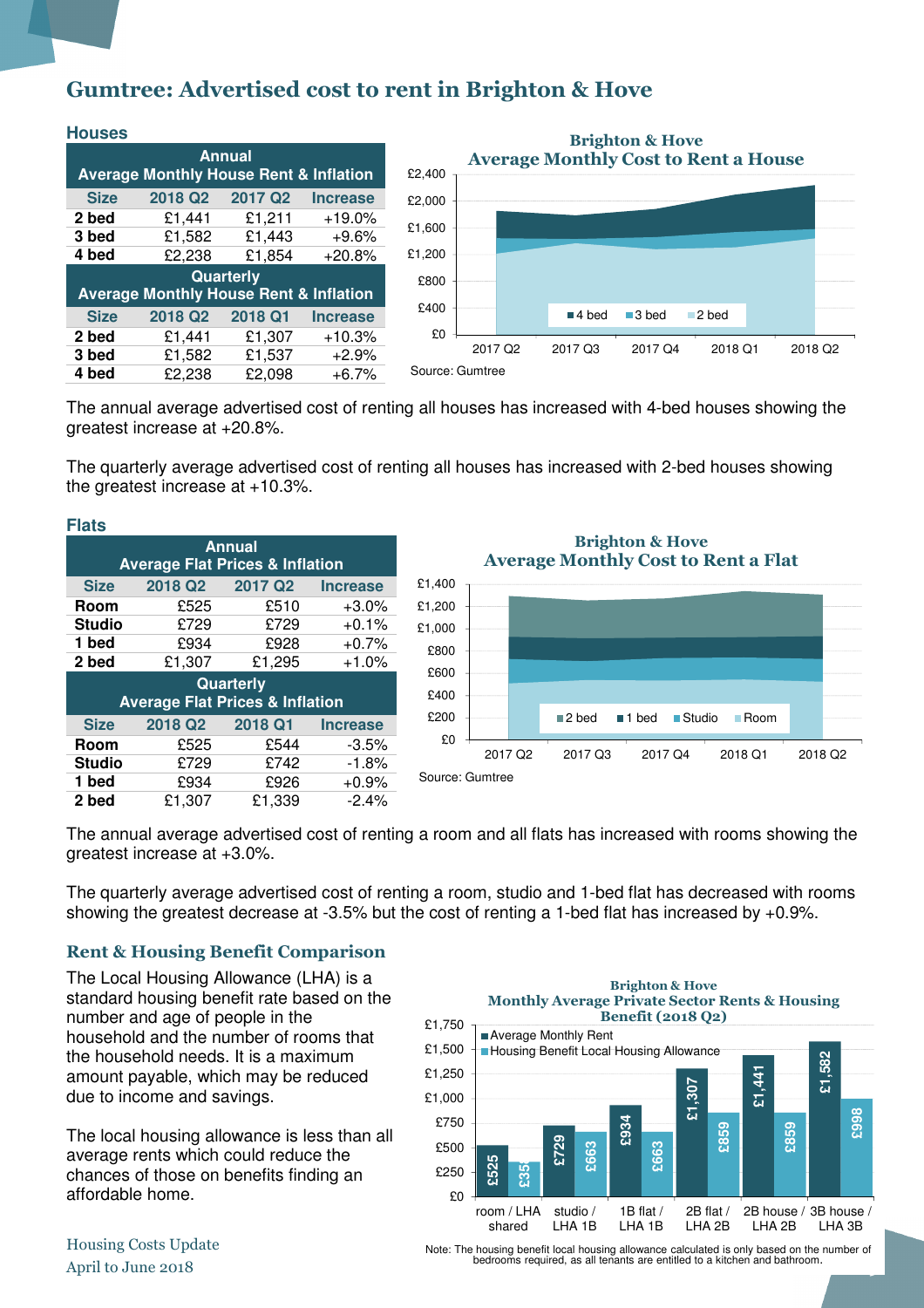# Gumtree: Advertised cost to rent in Brighton & Hove

### Houses

| Annual Average Monthly House Rent & Inflation | | | |
|---|---|---|---|
| **Size** | **2018 Q2** | **2017 Q2** | **Increase** |
| **2 bed** | £1,441 | £1,211 | +19.0% |
| **3 bed** | £1,582 | £1,443 | +9.6% |
| **4 bed** | £2,238 | £1,854 | +20.8% |

| Quarterly Average Monthly House Rent & Inflation | | | |
|---|---|---|---|
| **Size** | **2018 Q2** | **2018 Q1** | **Increase** |
| **2 bed** | £1,441 | £1,307 | +10.3% |
| **3 bed** | £1,582 | £1,537 | +2.9% |
| **4 bed** | £2,238 | £2,098 | +6.7% |

**Brighton & Hove Average Monthly Cost to Rent a House**

Source: Gumtree

The annual average advertised cost of renting all houses has increased with 4-bed houses showing the greatest increase at +20.8%.

The quarterly average advertised cost of renting all houses has increased with 2-bed houses showing the greatest increase at +10.3%.

### Flats

| Annual Average Flat Prices & Inflation | | | |
|---|---|---|---|
| **Size** | **2018 Q2** | **2017 Q2** | **Increase** |
| **Room** | £525 | £510 | +3.0% |
| **Studio** | £729 | £729 | +0.1% |
| **1 bed** | £934 | £928 | +0.7% |
| **2 bed** | £1,307 | £1,295 | +1.0% |

| Quarterly Average Flat Prices & Inflation | | | |
|---|---|---|---|
| **Size** | **2018 Q2** | **2018 Q1** | **Increase** |
| **Room** | £525 | £544 | -3.5% |
| **Studio** | £729 | £742 | -1.8% |
| **1 bed** | £934 | £926 | +0.9% |
| **2 bed** | £1,307 | £1,339 | -2.4% |

**Brighton & Hove Average Monthly Cost to Rent a Flat**

Source: Gumtree

The annual average advertised cost of renting a room and all flats has increased with rooms showing the greatest increase at +3.0%.

The quarterly average advertised cost of renting a room, studio and 1-bed flat has decreased with rooms showing the greatest decrease at -3.5% but the cost of renting a 1-bed flat has increased by +0.9%.

## Rent & Housing Benefit Comparison

The Local Housing Allowance (LHA) is a standard housing benefit rate based on the number and age of people in the household and the number of rooms that the household needs. It is a maximum amount payable, which may be reduced due to income and savings.

The local housing allowance is less than all average rents which could reduce the chances of those on benefits finding an affordable home.

**Brighton & Hove Monthly Average Private Sector Rents & Housing Benefit (2018 Q2)**

| | Average Monthly Rent | Housing Benefit Local Housing Allowance |
|---|---|---|
| room / LHA shared | £525 | £35? |
| studio / LHA 1B | £729 | £663 |
| 1B flat / LHA 1B | £934 | £663 |
| 2B flat / LHA 2B | £1,307 | £859 |
| 2B house / LHA 2B | £1,441 | £859 |
| 3B house / LHA 3B | £1,582 | £998 |

Note: The housing benefit local housing allowance calculated is only based on the number of bedrooms required, as all tenants are entitled to a kitchen and bathroom.

Housing Costs Update
April to June 2018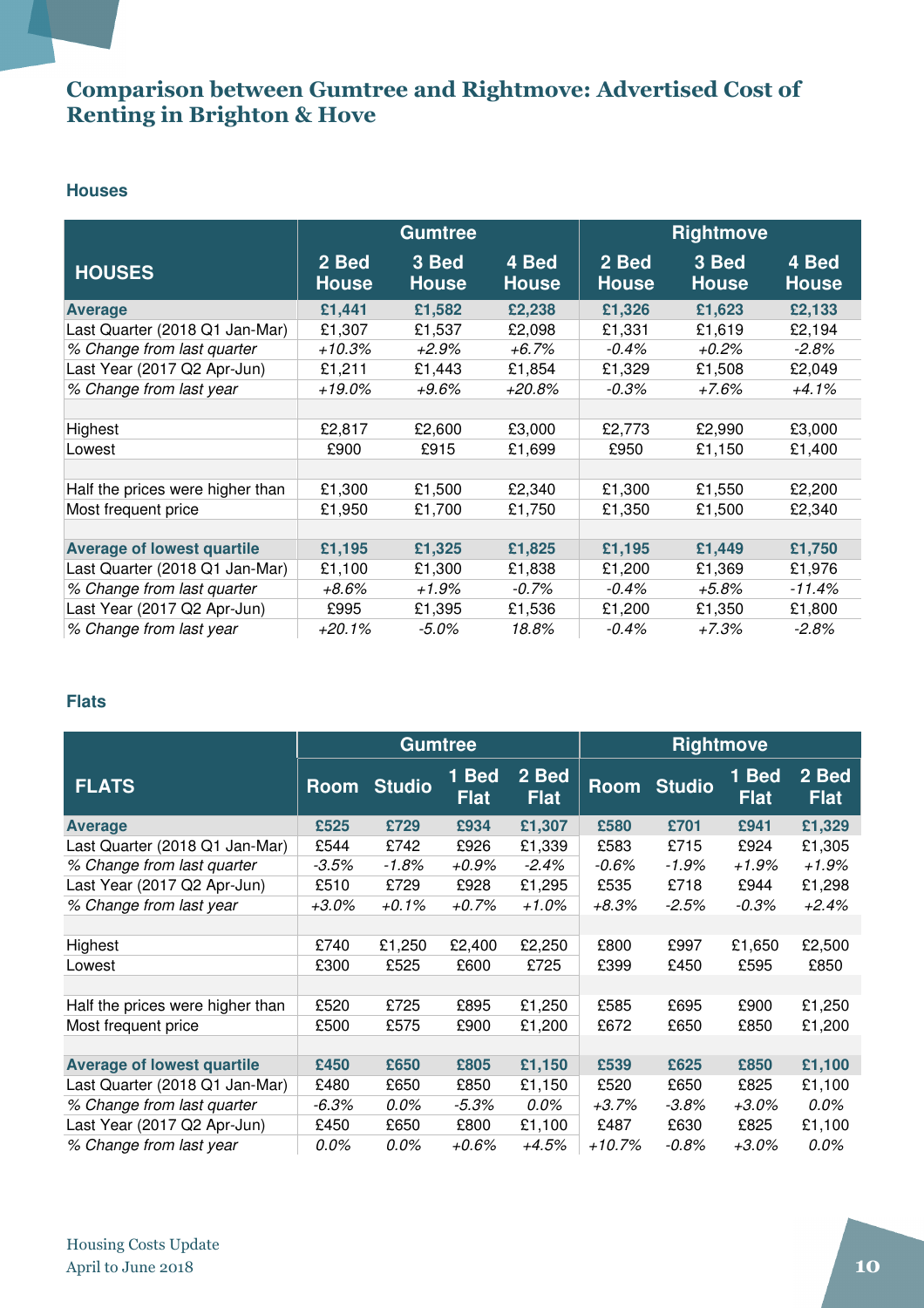# Comparison between Gumtree and Rightmove: Advertised Cost of Renting in Brighton & Hove

## Houses

| HOUSES | Gumtree | | | Rightmove | | |
|---|---|---|---|---|---|---|
| | 2 Bed House | 3 Bed House | 4 Bed House | 2 Bed House | 3 Bed House | 4 Bed House |
| **Average** | **£1,441** | **£1,582** | **£2,238** | **£1,326** | **£1,623** | **£2,133** |
| Last Quarter (2018 Q1 Jan-Mar) | £1,307 | £1,537 | £2,098 | £1,331 | £1,619 | £2,194 |
| *% Change from last quarter* | *+10.3%* | *+2.9%* | *+6.7%* | *-0.4%* | *+0.2%* | *-2.8%* |
| Last Year (2017 Q2 Apr-Jun) | £1,211 | £1,443 | £1,854 | £1,329 | £1,508 | £2,049 |
| *% Change from last year* | *+19.0%* | *+9.6%* | *+20.8%* | *-0.3%* | *+7.6%* | *+4.1%* |
| | | | | | | |
| Highest | £2,817 | £2,600 | £3,000 | £2,773 | £2,990 | £3,000 |
| Lowest | £900 | £915 | £1,699 | £950 | £1,150 | £1,400 |
| | | | | | | |
| Half the prices were higher than | £1,300 | £1,500 | £2,340 | £1,300 | £1,550 | £2,200 |
| Most frequent price | £1,950 | £1,700 | £1,750 | £1,350 | £1,500 | £2,340 |
| | | | | | | |
| **Average of lowest quartile** | **£1,195** | **£1,325** | **£1,825** | **£1,195** | **£1,449** | **£1,750** |
| Last Quarter (2018 Q1 Jan-Mar) | £1,100 | £1,300 | £1,838 | £1,200 | £1,369 | £1,976 |
| *% Change from last quarter* | *+8.6%* | *+1.9%* | *-0.7%* | *-0.4%* | *+5.8%* | *-11.4%* |
| Last Year (2017 Q2 Apr-Jun) | £995 | £1,395 | £1,536 | £1,200 | £1,350 | £1,800 |
| *% Change from last year* | *+20.1%* | *-5.0%* | *18.8%* | *-0.4%* | *+7.3%* | *-2.8%* |

## Flats

| FLATS | Gumtree | | | | Rightmove | | | |
|---|---|---|---|---|---|---|---|---|
| | Room | Studio | 1 Bed Flat | 2 Bed Flat | Room | Studio | 1 Bed Flat | 2 Bed Flat |
| **Average** | **£525** | **£729** | **£934** | **£1,307** | **£580** | **£701** | **£941** | **£1,329** |
| Last Quarter (2018 Q1 Jan-Mar) | £544 | £742 | £926 | £1,339 | £583 | £715 | £924 | £1,305 |
| *% Change from last quarter* | *-3.5%* | *-1.8%* | *+0.9%* | *-2.4%* | *-0.6%* | *-1.9%* | *+1.9%* | *+1.9%* |
| Last Year (2017 Q2 Apr-Jun) | £510 | £729 | £928 | £1,295 | £535 | £718 | £944 | £1,298 |
| *% Change from last year* | *+3.0%* | *+0.1%* | *+0.7%* | *+1.0%* | *+8.3%* | *-2.5%* | *-0.3%* | *+2.4%* |
| | | | | | | | | |
| Highest | £740 | £1,250 | £2,400 | £2,250 | £800 | £997 | £1,650 | £2,500 |
| Lowest | £300 | £525 | £600 | £725 | £399 | £450 | £595 | £850 |
| | | | | | | | | |
| Half the prices were higher than | £520 | £725 | £895 | £1,250 | £585 | £695 | £900 | £1,250 |
| Most frequent price | £500 | £575 | £900 | £1,200 | £672 | £650 | £850 | £1,200 |
| | | | | | | | | |
| **Average of lowest quartile** | **£450** | **£650** | **£805** | **£1,150** | **£539** | **£625** | **£850** | **£1,100** |
| Last Quarter (2018 Q1 Jan-Mar) | £480 | £650 | £850 | £1,150 | £520 | £650 | £825 | £1,100 |
| *% Change from last quarter* | *-6.3%* | *0.0%* | *-5.3%* | *0.0%* | *+3.7%* | *-3.8%* | *+3.0%* | *0.0%* |
| Last Year (2017 Q2 Apr-Jun) | £450 | £650 | £800 | £1,100 | £487 | £630 | £825 | £1,100 |
| *% Change from last year* | *0.0%* | *0.0%* | *+0.6%* | *+4.5%* | *+10.7%* | *-0.8%* | *+3.0%* | *0.0%* |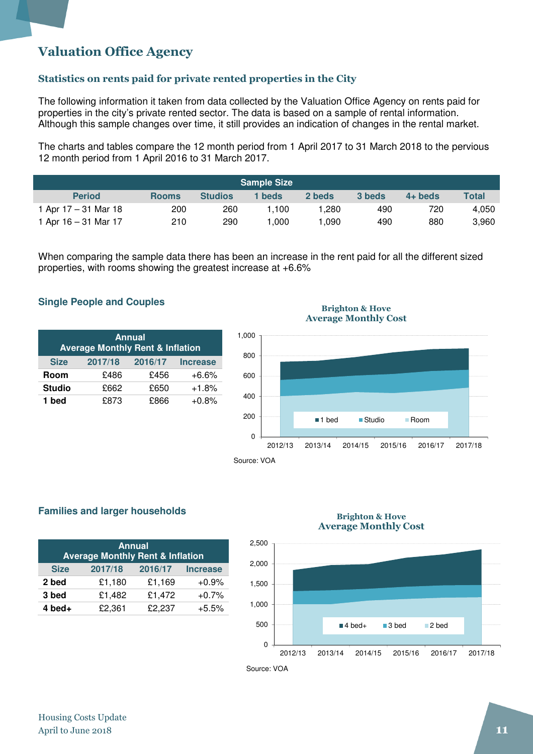# Valuation Office Agency

## Statistics on rents paid for private rented properties in the City

The following information it taken from data collected by the Valuation Office Agency on rents paid for properties in the city's private rented sector. The data is based on a sample of rental information. Although this sample changes over time, it still provides an indication of changes in the rental market.

The charts and tables compare the 12 month period from 1 April 2017 to 31 March 2018 to the pervious 12 month period from 1 April 2016 to 31 March 2017.

| Sample Size | | | | | | | |
|---|---|---|---|---|---|---|---|
| **Period** | **Rooms** | **Studios** | **1 beds** | **2 beds** | **3 beds** | **4+ beds** | **Total** |
| 1 Apr 17 – 31 Mar 18 | 200 | 260 | 1,100 | 1,280 | 490 | 720 | 4,050 |
| 1 Apr 16 – 31 Mar 17 | 210 | 290 | 1,000 | 1,090 | 490 | 880 | 3,960 |

When comparing the sample data there has been an increase in the rent paid for all the different sized properties, with rooms showing the greatest increase at +6.6%

### Single People and Couples

| Annual Average Monthly Rent & Inflation | | | |
|---|---|---|---|
| **Size** | **2017/18** | **2016/17** | **Increase** |
| **Room** | £486 | £456 | +6.6% |
| **Studio** | £662 | £650 | +1.8% |
| **1 bed** | £873 | £866 | +0.8% |

**Brighton & Hove Average Monthly Cost**

Source: VOA

### Families and larger households

| Annual Average Monthly Rent & Inflation | | | |
|---|---|---|---|
| **Size** | **2017/18** | **2016/17** | **Increase** |
| **2 bed** | £1,180 | £1,169 | +0.9% |
| **3 bed** | £1,482 | £1,472 | +0.7% |
| **4 bed+** | £2,361 | £2,237 | +5.5% |

**Brighton & Hove Average Monthly Cost**

Source: VOA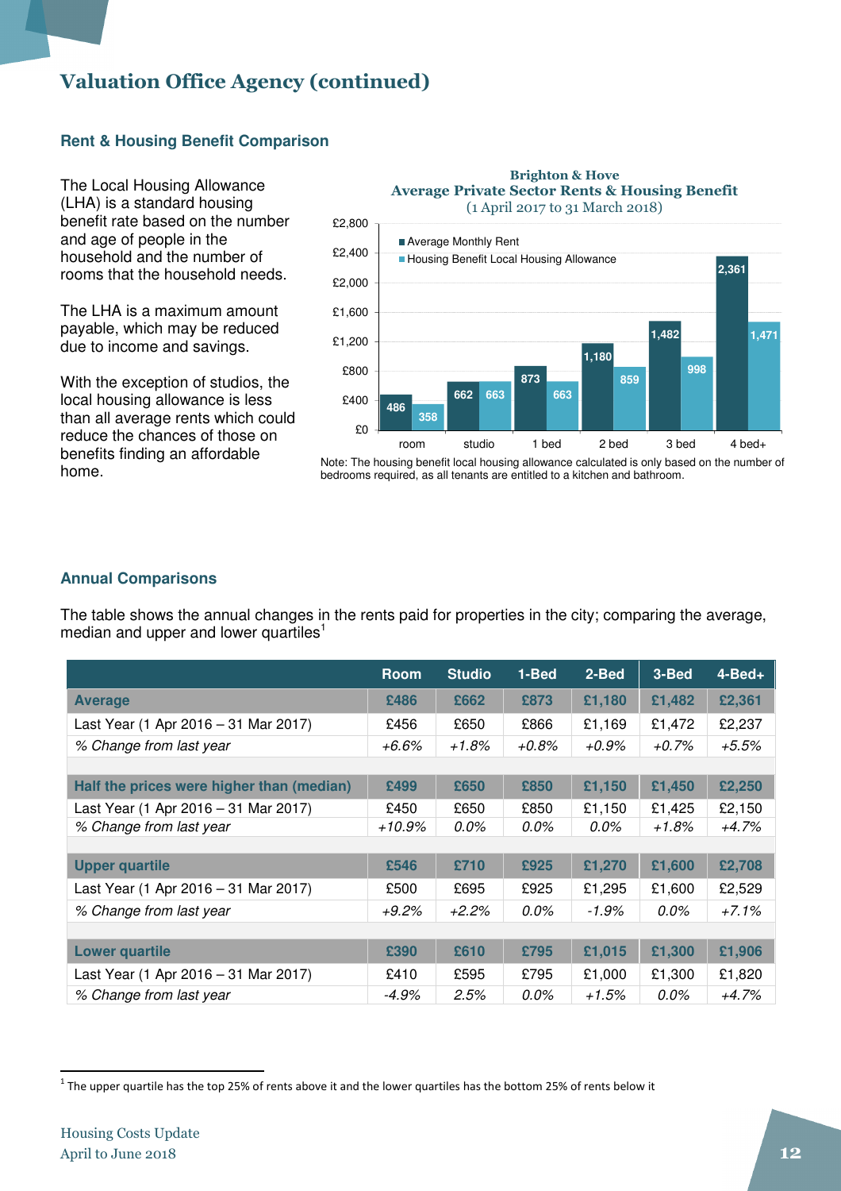# Valuation Office Agency (continued)

## Rent & Housing Benefit Comparison

The Local Housing Allowance (LHA) is a standard housing benefit rate based on the number and age of people in the household and the number of rooms that the household needs.

The LHA is a maximum amount payable, which may be reduced due to income and savings.

With the exception of studios, the local housing allowance is less than all average rents which could reduce the chances of those on benefits finding an affordable home.

**Brighton & Hove**
**Average Private Sector Rents & Housing Benefit**
(1 April 2017 to 31 March 2018)

| | room | studio | 1 bed | 2 bed | 3 bed | 4 bed+ |
|---|---|---|---|---|---|---|
| Average Monthly Rent | 486 | 662 | 873 | 1,180 | 1,482 | 2,361 |
| Housing Benefit Local Housing Allowance | 358 | 663 | 663 | 859 | 998 | 1,471 |

Note: The housing benefit local housing allowance calculated is only based on the number of bedrooms required, as all tenants are entitled to a kitchen and bathroom.

## Annual Comparisons

The table shows the annual changes in the rents paid for properties in the city; comparing the average, median and upper and lower quartiles[1]

| | Room | Studio | 1-Bed | 2-Bed | 3-Bed | 4-Bed+ |
|---|---|---|---|---|---|---|
| **Average** | **£486** | **£662** | **£873** | **£1,180** | **£1,482** | **£2,361** |
| Last Year (1 Apr 2016 – 31 Mar 2017) | £456 | £650 | £866 | £1,169 | £1,472 | £2,237 |
| *% Change from last year* | *+6.6%* | *+1.8%* | *+0.8%* | *+0.9%* | *+0.7%* | *+5.5%* |
| | | | | | | |
| **Half the prices were higher than (median)** | **£499** | **£650** | **£850** | **£1,150** | **£1,450** | **£2,250** |
| Last Year (1 Apr 2016 – 31 Mar 2017) | £450 | £650 | £850 | £1,150 | £1,425 | £2,150 |
| *% Change from last year* | *+10.9%* | *0.0%* | *0.0%* | *0.0%* | *+1.8%* | *+4.7%* |
| | | | | | | |
| **Upper quartile** | **£546** | **£710** | **£925** | **£1,270** | **£1,600** | **£2,708** |
| Last Year (1 Apr 2016 – 31 Mar 2017) | £500 | £695 | £925 | £1,295 | £1,600 | £2,529 |
| *% Change from last year* | *+9.2%* | *+2.2%* | *0.0%* | *-1.9%* | *0.0%* | *+7.1%* |
| | | | | | | |
| **Lower quartile** | **£390** | **£610** | **£795** | **£1,015** | **£1,300** | **£1,906** |
| Last Year (1 Apr 2016 – 31 Mar 2017) | £410 | £595 | £795 | £1,000 | £1,300 | £1,820 |
| *% Change from last year* | *-4.9%* | *2.5%* | *0.0%* | *+1.5%* | *0.0%* | *+4.7%* |

[1] The upper quartile has the top 25% of rents above it and the lower quartiles has the bottom 25% of rents below it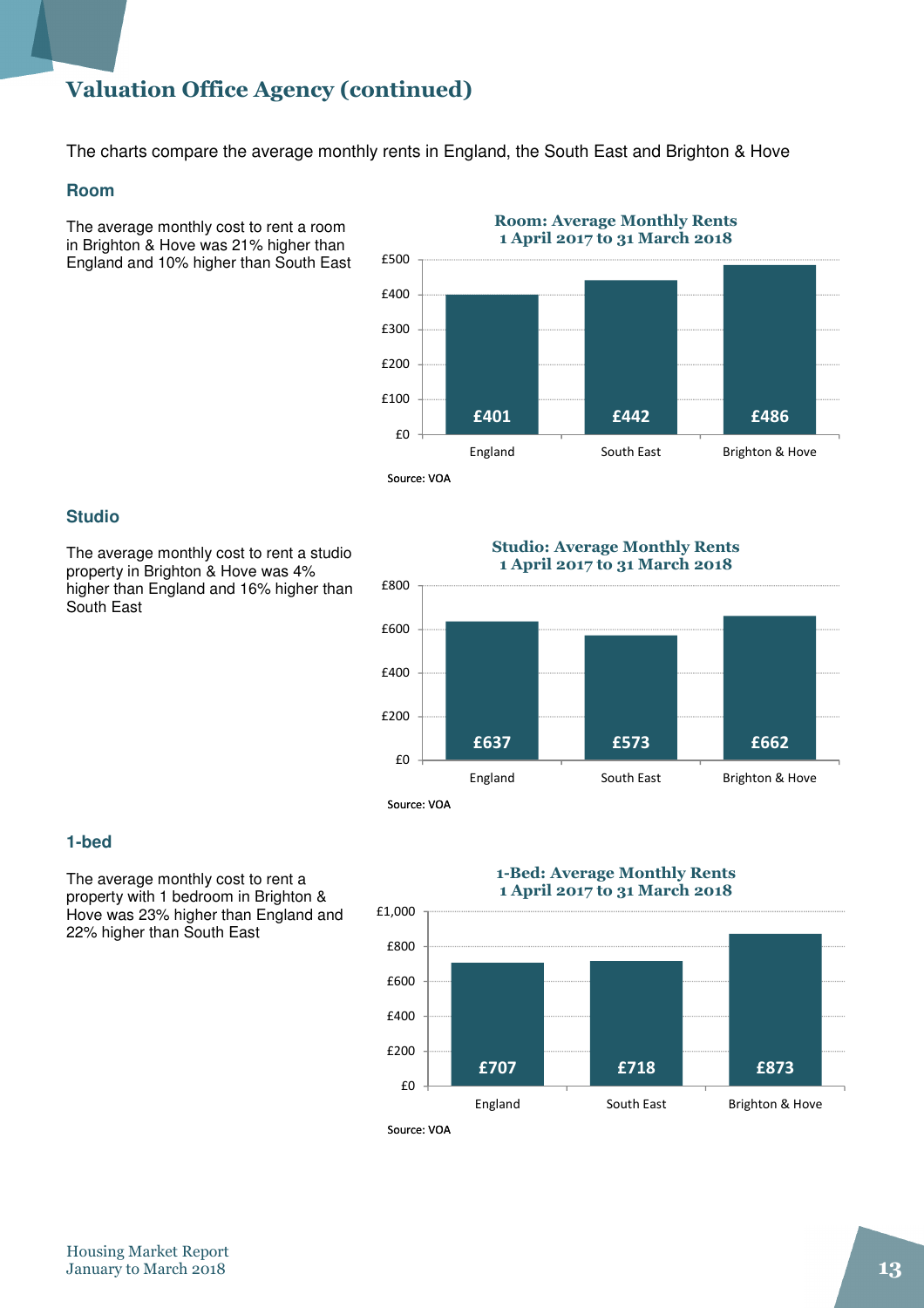## Valuation Office Agency (continued)

The charts compare the average monthly rents in England, the South East and Brighton & Hove

### Room

The average monthly cost to rent a room in Brighton & Hove was 21% higher than England and 10% higher than South East

**Room: Average Monthly Rents**
**1 April 2017 to 31 March 2018**

| | England | South East | Brighton & Hove |
|---|---|---|---|
| Average monthly rent | £401 | £442 | £486 |

Source: VOA

### Studio

The average monthly cost to rent a studio property in Brighton & Hove was 4% higher than England and 16% higher than South East

**Studio: Average Monthly Rents**
**1 April 2017 to 31 March 2018**

| | England | South East | Brighton & Hove |
|---|---|---|---|
| Average monthly rent | £637 | £573 | £662 |

Source: VOA

### 1-bed

The average monthly cost to rent a property with 1 bedroom in Brighton & Hove was 23% higher than England and 22% higher than South East

**1-Bed: Average Monthly Rents**
**1 April 2017 to 31 March 2018**

| | England | South East | Brighton & Hove |
|---|---|---|---|
| Average monthly rent | £707 | £718 | £873 |

Source: VOA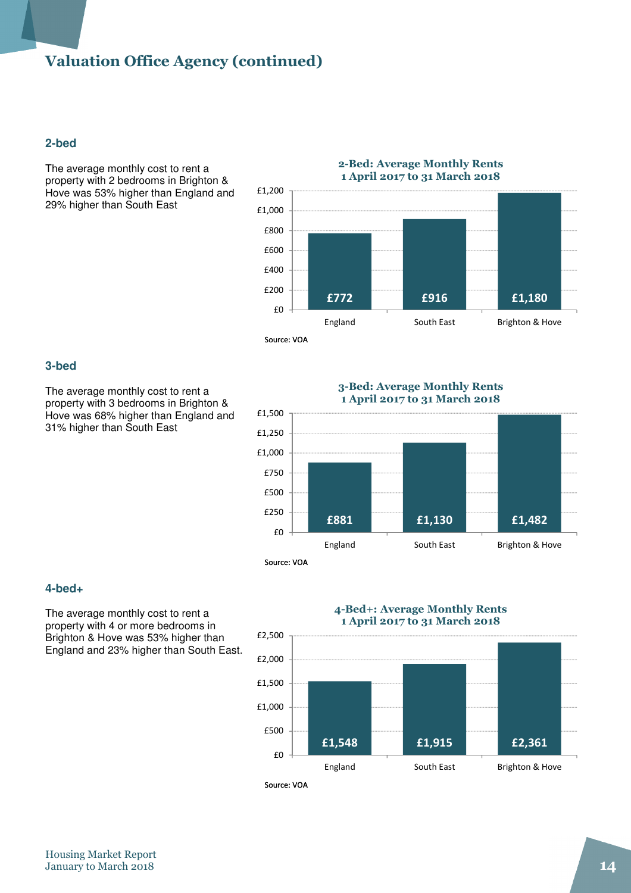## Valuation Office Agency (continued)

### 2-bed

The average monthly cost to rent a property with 2 bedrooms in Brighton & Hove was 53% higher than England and 29% higher than South East

**2-Bed: Average Monthly Rents 1 April 2017 to 31 March 2018**

| | England | South East | Brighton & Hove |
|---|---|---|---|
| Average monthly rent | £772 | £916 | £1,180 |

Source: VOA

### 3-bed

The average monthly cost to rent a property with 3 bedrooms in Brighton & Hove was 68% higher than England and 31% higher than South East

**3-Bed: Average Monthly Rents 1 April 2017 to 31 March 2018**

| | England | South East | Brighton & Hove |
|---|---|---|---|
| Average monthly rent | £881 | £1,130 | £1,482 |

Source: VOA

### 4-bed+

The average monthly cost to rent a property with 4 or more bedrooms in Brighton & Hove was 53% higher than England and 23% higher than South East.

**4-Bed+: Average Monthly Rents 1 April 2017 to 31 March 2018**

| | England | South East | Brighton & Hove |
|---|---|---|---|
| Average monthly rent | £1,548 | £1,915 | £2,361 |

Source: VOA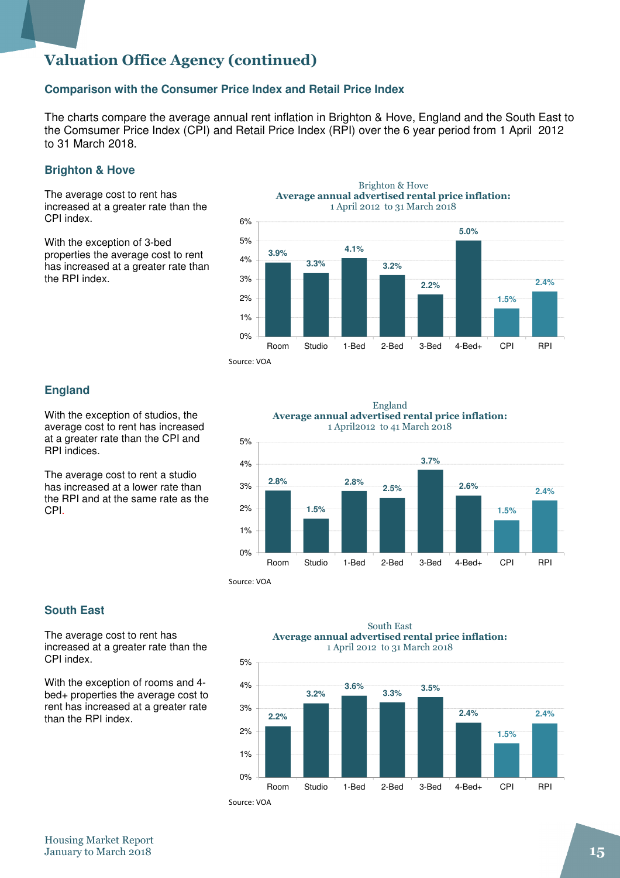# Valuation Office Agency (continued)

## Comparison with the Consumer Price Index and Retail Price Index

The charts compare the average annual rent inflation in Brighton & Hove, England and the South East to the Comsumer Price Index (CPI) and Retail Price Index (RPI) over the 6 year period from 1 April 2012 to 31 March 2018.

### Brighton & Hove

The average cost to rent has increased at a greater rate than the CPI index.

With the exception of 3-bed properties the average cost to rent has increased at a greater rate than the RPI index.

Brighton & Hove
**Average annual advertised rental price inflation:**
1 April 2012 to 31 March 2018

| Room | Studio | 1-Bed | 2-Bed | 3-Bed | 4-Bed+ | CPI | RPI |
|---|---|---|---|---|---|---|---|
| 3.9% | 3.3% | 4.1% | 3.2% | 2.2% | 5.0% | 1.5% | 2.4% |

Source: VOA

### England

With the exception of studios, the average cost to rent has increased at a greater rate than the CPI and RPI indices.

The average cost to rent a studio has increased at a lower rate than the RPI and at the same rate as the CPI.

England
**Average annual advertised rental price inflation:**
1 April2012 to 41 March 2018

| Room | Studio | 1-Bed | 2-Bed | 3-Bed | 4-Bed+ | CPI | RPI |
|---|---|---|---|---|---|---|---|
| 2.8% | 1.5% | 2.8% | 2.5% | 3.7% | 2.6% | 1.5% | 2.4% |

Source: VOA

### South East

The average cost to rent has increased at a greater rate than the CPI index.

With the exception of rooms and 4-bed+ properties the average cost to rent has increased at a greater rate than the RPI index.

South East
**Average annual advertised rental price inflation:**
1 April 2012 to 31 March 2018

| Room | Studio | 1-Bed | 2-Bed | 3-Bed | 4-Bed+ | CPI | RPI |
|---|---|---|---|---|---|---|---|
| 2.2% | 3.2% | 3.6% | 3.3% | 3.5% | 2.4% | 1.5% | 2.4% |

Source: VOA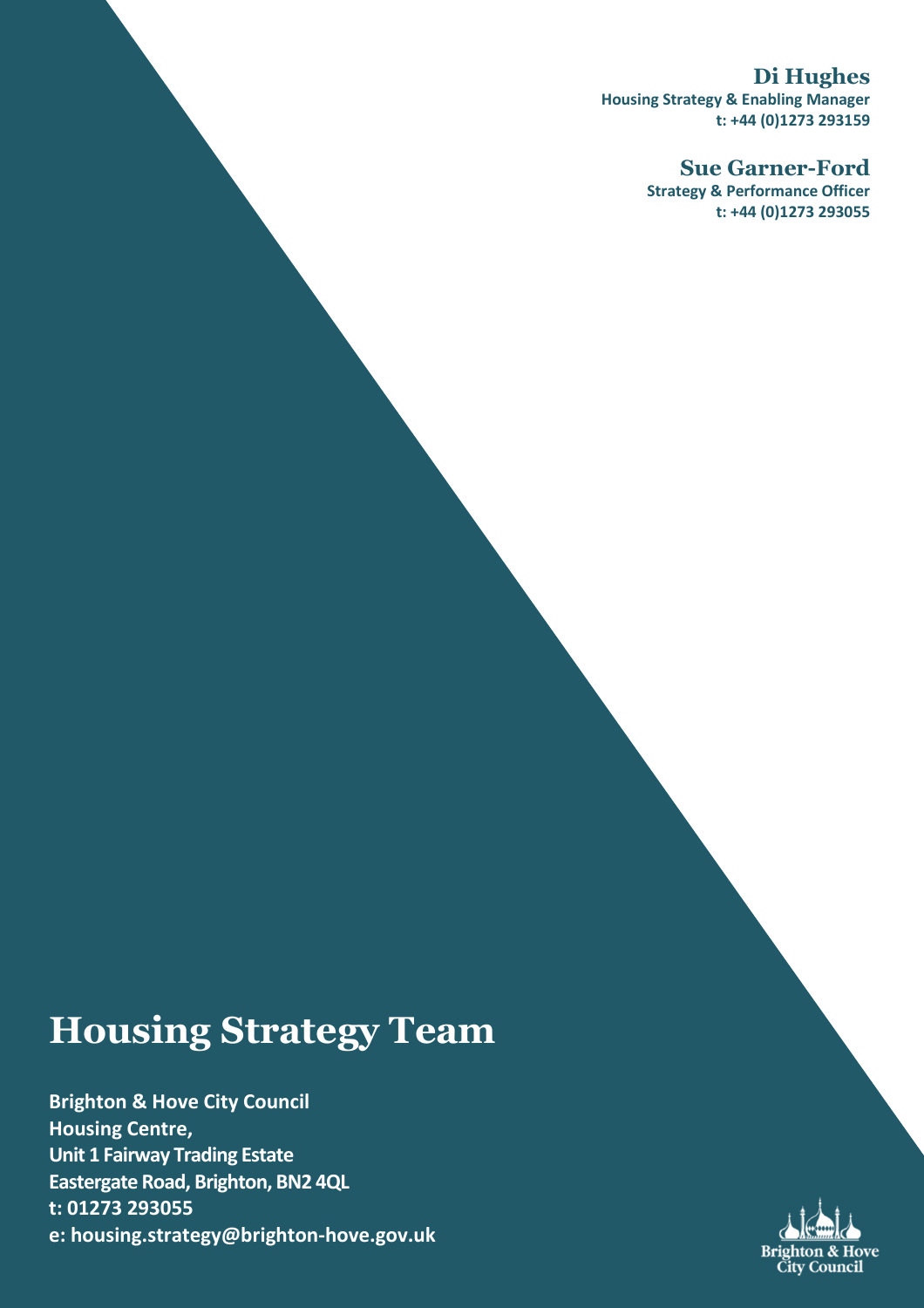**Di Hughes**
**Housing Strategy & Enabling Manager**
**t: +44 (0)1273 293159**

**Sue Garner-Ford**
**Strategy & Performance Officer**
**t: +44 (0)1273 293055**

# Housing Strategy Team

**Brighton & Hove City Council**
**Housing Centre,**
**Unit 1 Fairway Trading Estate**
**Eastergate Road, Brighton, BN2 4QL**
**t: 01273 293055**
**e: housing.strategy@brighton-hove.gov.uk**

Brighton & Hove City Council